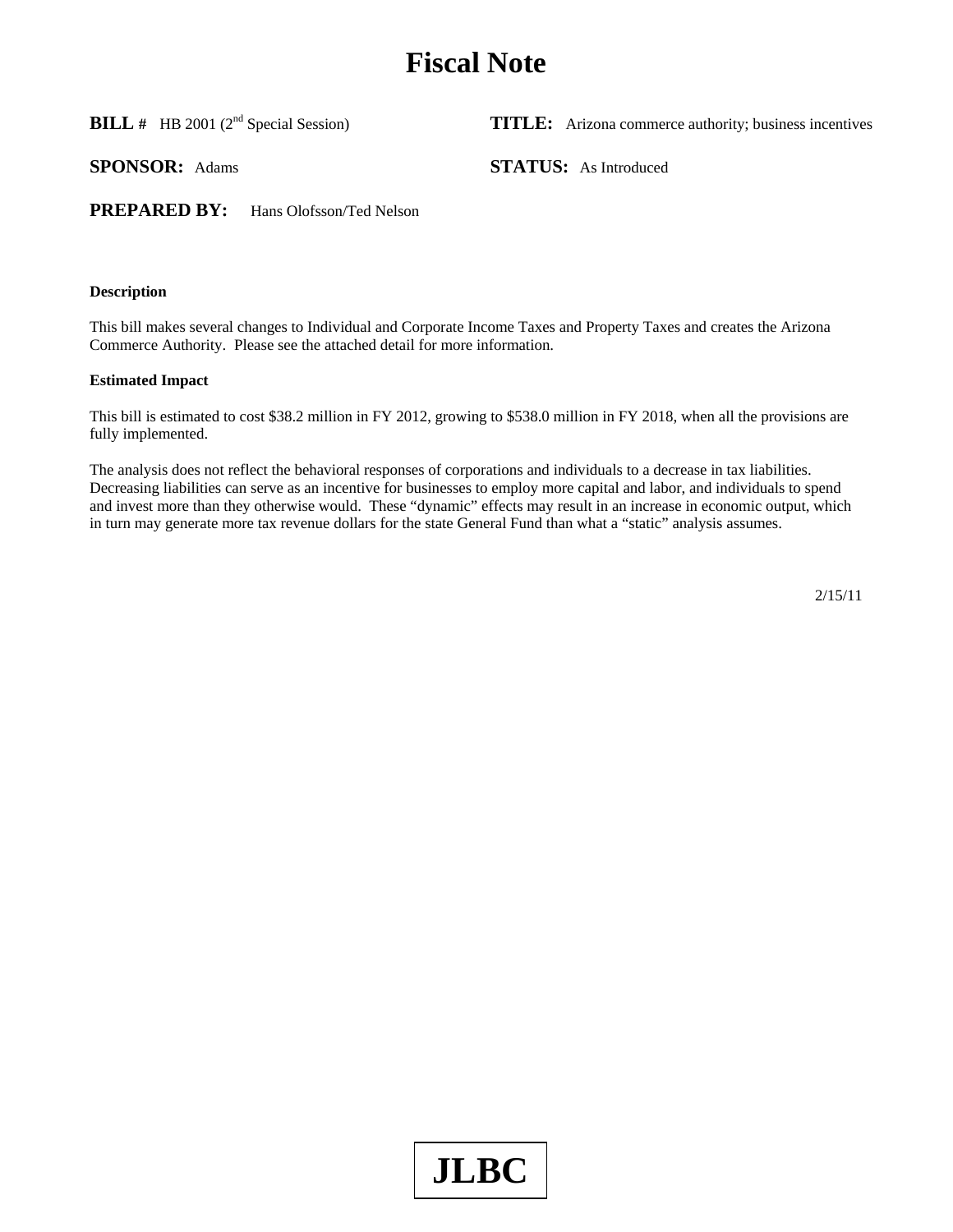# Fiscal Note

**BILL #** HB 2001 (2nd Special Session)

**TITLE:** Arizona commerce authority; business incentives

**SPONSOR:** Adams

**STATUS:** As Introduced

**PREPARED BY:** Hans Olofsson/Ted Nelson

**Description**

This bill makes several changes to Individual and Corporate Income Taxes and Property Taxes and creates the Arizona Commerce Authority. Please see the attached detail for more information.

**Estimated Impact**

This bill is estimated to cost $38.2 million in FY 2012, growing to $538.0 million in FY 2018, when all the provisions are fully implemented.

The analysis does not reflect the behavioral responses of corporations and individuals to a decrease in tax liabilities. Decreasing liabilities can serve as an incentive for businesses to employ more capital and labor, and individuals to spend and invest more than they otherwise would. These "dynamic" effects may result in an increase in economic output, which in turn may generate more tax revenue dollars for the state General Fund than what a "static" analysis assumes.

2/15/11

**JLBC**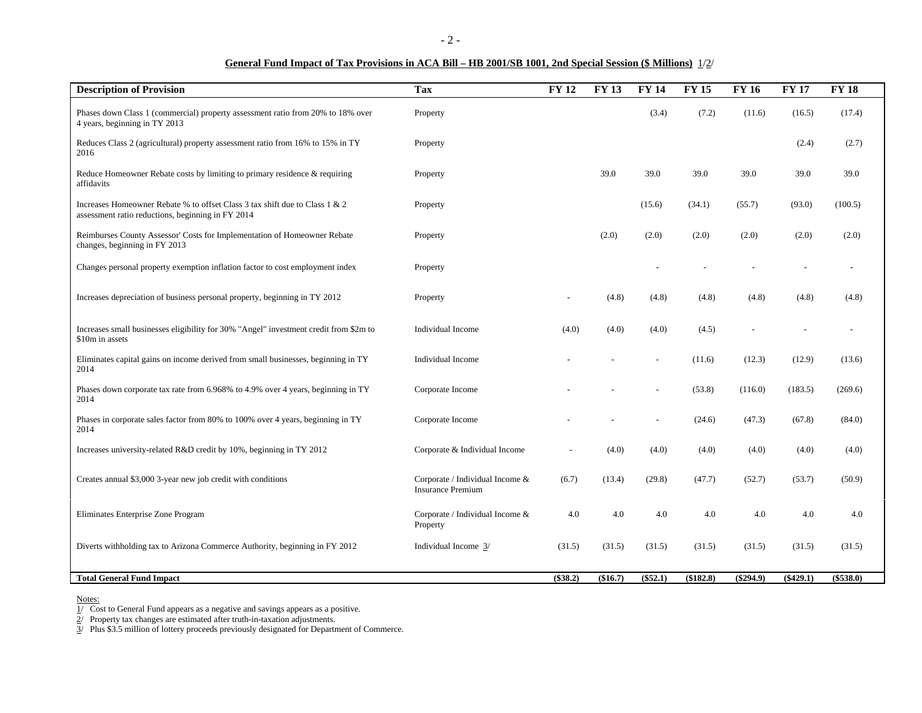**General Fund Impact of Tax Provisions in ACA Bill – HB 2001/SB 1001, 2nd Special Session ($ Millions)** 1/2/

| Description of Provision | Tax | FY 12 | FY 13 | FY 14 | FY 15 | FY 16 | FY 17 | FY 18 |
|---|---|---|---|---|---|---|---|---|
| Phases down Class 1 (commercial) property assessment ratio from 20% to 18% over 4 years, beginning in TY 2013 | Property | | | (3.4) | (7.2) | (11.6) | (16.5) | (17.4) |
| Reduces Class 2 (agricultural) property assessment ratio from 16% to 15% in TY 2016 | Property | | | | | | (2.4) | (2.7) |
| Reduce Homeowner Rebate costs by limiting to primary residence & requiring affidavits | Property | | 39.0 | 39.0 | 39.0 | 39.0 | 39.0 | 39.0 |
| Increases Homeowner Rebate % to offset Class 3 tax shift due to Class 1 & 2 assessment ratio reductions, beginning in FY 2014 | Property | | | (15.6) | (34.1) | (55.7) | (93.0) | (100.5) |
| Reimburses County Assessor' Costs for Implementation of Homeowner Rebate changes, beginning in FY 2013 | Property | | (2.0) | (2.0) | (2.0) | (2.0) | (2.0) | (2.0) |
| Changes personal property exemption inflation factor to cost employment index | Property | | | - | - | - | - | - |
| Increases depreciation of business personal property, beginning in TY 2012 | Property | - | (4.8) | (4.8) | (4.8) | (4.8) | (4.8) | (4.8) |
| Increases small businesses eligibility for 30% "Angel" investment credit from $2m to $10m in assets | Individual Income | (4.0) | (4.0) | (4.0) | (4.5) | - | - | - |
| Eliminates capital gains on income derived from small businesses, beginning in TY 2014 | Individual Income | - | - | - | (11.6) | (12.3) | (12.9) | (13.6) |
| Phases down corporate tax rate from 6.968% to 4.9% over 4 years, beginning in TY 2014 | Corporate Income | - | - | - | (53.8) | (116.0) | (183.5) | (269.6) |
| Phases in corporate sales factor from 80% to 100% over 4 years, beginning in TY 2014 | Corporate Income | - | - | - | (24.6) | (47.3) | (67.8) | (84.0) |
| Increases university-related R&D credit by 10%, beginning in TY 2012 | Corporate & Individual Income | - | (4.0) | (4.0) | (4.0) | (4.0) | (4.0) | (4.0) |
| Creates annual $3,000 3-year new job credit with conditions | Corporate / Individual Income & Insurance Premium | (6.7) | (13.4) | (29.8) | (47.7) | (52.7) | (53.7) | (50.9) |
| Eliminates Enterprise Zone Program | Corporate / Individual Income & Property | 4.0 | 4.0 | 4.0 | 4.0 | 4.0 | 4.0 | 4.0 |
| Diverts withholding tax to Arizona Commerce Authority, beginning in FY 2012 | Individual Income 3/ | (31.5) | (31.5) | (31.5) | (31.5) | (31.5) | (31.5) | (31.5) |
| **Total General Fund Impact** | | **($38.2)** | **($16.7)** | **($52.1)** | **($182.8)** | **($294.9)** | **($429.1)** | **($538.0)** |

Notes:

1/ Cost to General Fund appears as a negative and savings appears as a positive.

2/ Property tax changes are estimated after truth-in-taxation adjustments.

3/ Plus $3.5 million of lottery proceeds previously designated for Department of Commerce.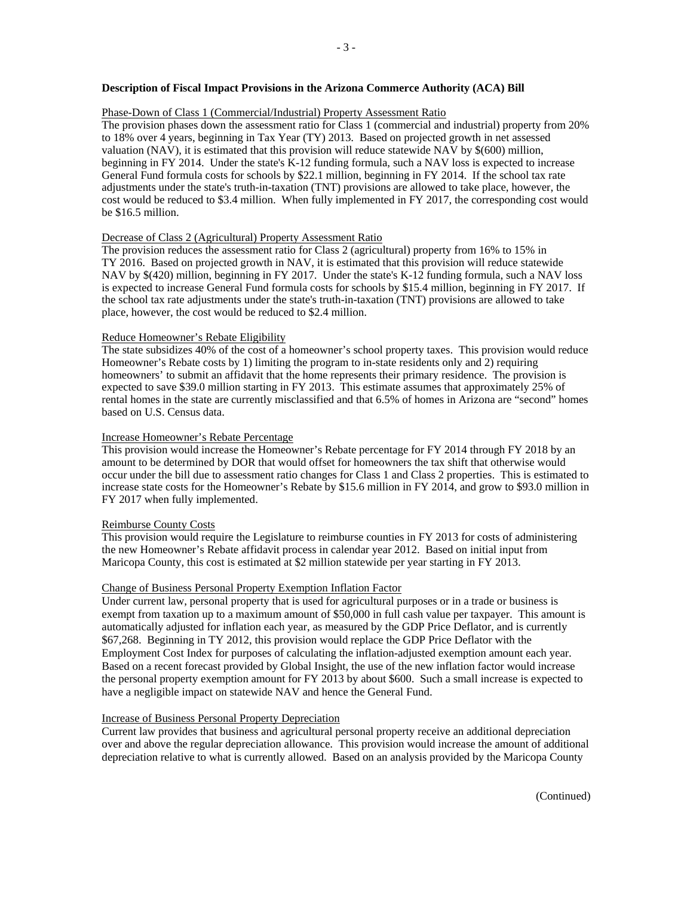**Description of Fiscal Impact Provisions in the Arizona Commerce Authority (ACA) Bill**

Phase-Down of Class 1 (Commercial/Industrial) Property Assessment Ratio

The provision phases down the assessment ratio for Class 1 (commercial and industrial) property from 20% to 18% over 4 years, beginning in Tax Year (TY) 2013. Based on projected growth in net assessed valuation (NAV), it is estimated that this provision will reduce statewide NAV by $(600) million, beginning in FY 2014. Under the state's K-12 funding formula, such a NAV loss is expected to increase General Fund formula costs for schools by $22.1 million, beginning in FY 2014. If the school tax rate adjustments under the state's truth-in-taxation (TNT) provisions are allowed to take place, however, the cost would be reduced to $3.4 million. When fully implemented in FY 2017, the corresponding cost would be $16.5 million.

Decrease of Class 2 (Agricultural) Property Assessment Ratio

The provision reduces the assessment ratio for Class 2 (agricultural) property from 16% to 15% in TY 2016. Based on projected growth in NAV, it is estimated that this provision will reduce statewide NAV by $(420) million, beginning in FY 2017. Under the state's K-12 funding formula, such a NAV loss is expected to increase General Fund formula costs for schools by $15.4 million, beginning in FY 2017. If the school tax rate adjustments under the state's truth-in-taxation (TNT) provisions are allowed to take place, however, the cost would be reduced to $2.4 million.

Reduce Homeowner's Rebate Eligibility

The state subsidizes 40% of the cost of a homeowner's school property taxes. This provision would reduce Homeowner's Rebate costs by 1) limiting the program to in-state residents only and 2) requiring homeowners' to submit an affidavit that the home represents their primary residence. The provision is expected to save $39.0 million starting in FY 2013. This estimate assumes that approximately 25% of rental homes in the state are currently misclassified and that 6.5% of homes in Arizona are "second" homes based on U.S. Census data.

Increase Homeowner's Rebate Percentage

This provision would increase the Homeowner's Rebate percentage for FY 2014 through FY 2018 by an amount to be determined by DOR that would offset for homeowners the tax shift that otherwise would occur under the bill due to assessment ratio changes for Class 1 and Class 2 properties. This is estimated to increase state costs for the Homeowner's Rebate by $15.6 million in FY 2014, and grow to $93.0 million in FY 2017 when fully implemented.

Reimburse County Costs

This provision would require the Legislature to reimburse counties in FY 2013 for costs of administering the new Homeowner's Rebate affidavit process in calendar year 2012. Based on initial input from Maricopa County, this cost is estimated at $2 million statewide per year starting in FY 2013.

Change of Business Personal Property Exemption Inflation Factor

Under current law, personal property that is used for agricultural purposes or in a trade or business is exempt from taxation up to a maximum amount of $50,000 in full cash value per taxpayer. This amount is automatically adjusted for inflation each year, as measured by the GDP Price Deflator, and is currently $67,268. Beginning in TY 2012, this provision would replace the GDP Price Deflator with the Employment Cost Index for purposes of calculating the inflation-adjusted exemption amount each year. Based on a recent forecast provided by Global Insight, the use of the new inflation factor would increase the personal property exemption amount for FY 2013 by about $600. Such a small increase is expected to have a negligible impact on statewide NAV and hence the General Fund.

Increase of Business Personal Property Depreciation

Current law provides that business and agricultural personal property receive an additional depreciation over and above the regular depreciation allowance. This provision would increase the amount of additional depreciation relative to what is currently allowed. Based on an analysis provided by the Maricopa County

(Continued)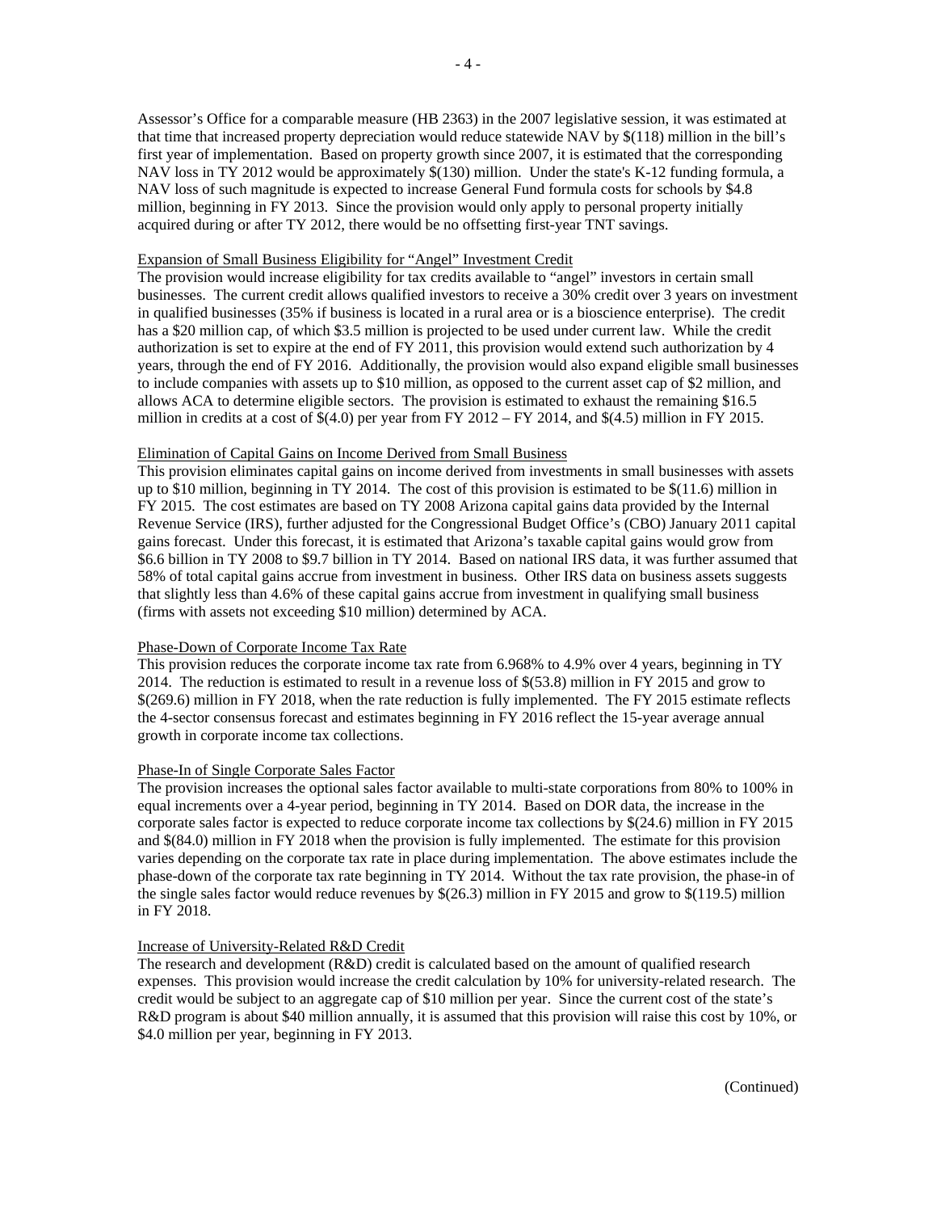Assessor's Office for a comparable measure (HB 2363) in the 2007 legislative session, it was estimated at that time that increased property depreciation would reduce statewide NAV by $(118) million in the bill's first year of implementation. Based on property growth since 2007, it is estimated that the corresponding NAV loss in TY 2012 would be approximately $(130) million. Under the state's K-12 funding formula, a NAV loss of such magnitude is expected to increase General Fund formula costs for schools by $4.8 million, beginning in FY 2013. Since the provision would only apply to personal property initially acquired during or after TY 2012, there would be no offsetting first-year TNT savings.

Expansion of Small Business Eligibility for "Angel" Investment Credit

The provision would increase eligibility for tax credits available to "angel" investors in certain small businesses. The current credit allows qualified investors to receive a 30% credit over 3 years on investment in qualified businesses (35% if business is located in a rural area or is a bioscience enterprise). The credit has a $20 million cap, of which $3.5 million is projected to be used under current law. While the credit authorization is set to expire at the end of FY 2011, this provision would extend such authorization by 4 years, through the end of FY 2016. Additionally, the provision would also expand eligible small businesses to include companies with assets up to $10 million, as opposed to the current asset cap of $2 million, and allows ACA to determine eligible sectors. The provision is estimated to exhaust the remaining $16.5 million in credits at a cost of $(4.0) per year from FY 2012 – FY 2014, and $(4.5) million in FY 2015.

Elimination of Capital Gains on Income Derived from Small Business

This provision eliminates capital gains on income derived from investments in small businesses with assets up to $10 million, beginning in TY 2014. The cost of this provision is estimated to be $(11.6) million in FY 2015. The cost estimates are based on TY 2008 Arizona capital gains data provided by the Internal Revenue Service (IRS), further adjusted for the Congressional Budget Office's (CBO) January 2011 capital gains forecast. Under this forecast, it is estimated that Arizona's taxable capital gains would grow from $6.6 billion in TY 2008 to $9.7 billion in TY 2014. Based on national IRS data, it was further assumed that 58% of total capital gains accrue from investment in business. Other IRS data on business assets suggests that slightly less than 4.6% of these capital gains accrue from investment in qualifying small business (firms with assets not exceeding $10 million) determined by ACA.

Phase-Down of Corporate Income Tax Rate

This provision reduces the corporate income tax rate from 6.968% to 4.9% over 4 years, beginning in TY 2014. The reduction is estimated to result in a revenue loss of $(53.8) million in FY 2015 and grow to $(269.6) million in FY 2018, when the rate reduction is fully implemented. The FY 2015 estimate reflects the 4-sector consensus forecast and estimates beginning in FY 2016 reflect the 15-year average annual growth in corporate income tax collections.

Phase-In of Single Corporate Sales Factor

The provision increases the optional sales factor available to multi-state corporations from 80% to 100% in equal increments over a 4-year period, beginning in TY 2014. Based on DOR data, the increase in the corporate sales factor is expected to reduce corporate income tax collections by $(24.6) million in FY 2015 and $(84.0) million in FY 2018 when the provision is fully implemented. The estimate for this provision varies depending on the corporate tax rate in place during implementation. The above estimates include the phase-down of the corporate tax rate beginning in TY 2014. Without the tax rate provision, the phase-in of the single sales factor would reduce revenues by $(26.3) million in FY 2015 and grow to $(119.5) million in FY 2018.

Increase of University-Related R&D Credit

The research and development (R&D) credit is calculated based on the amount of qualified research expenses. This provision would increase the credit calculation by 10% for university-related research. The credit would be subject to an aggregate cap of $10 million per year. Since the current cost of the state's R&D program is about $40 million annually, it is assumed that this provision will raise this cost by 10%, or $4.0 million per year, beginning in FY 2013.

(Continued)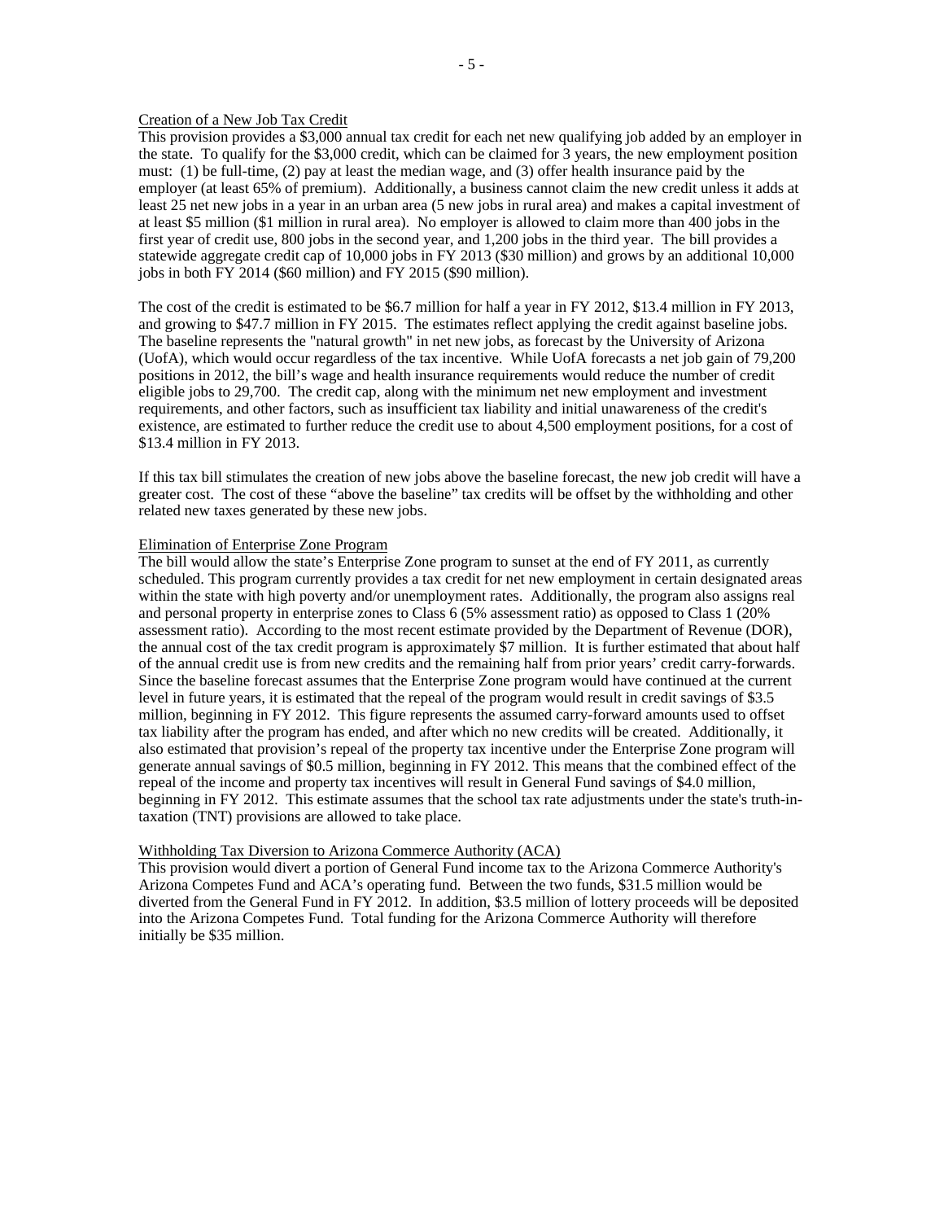Creation of a New Job Tax Credit

This provision provides a $3,000 annual tax credit for each net new qualifying job added by an employer in the state. To qualify for the $3,000 credit, which can be claimed for 3 years, the new employment position must: (1) be full-time, (2) pay at least the median wage, and (3) offer health insurance paid by the employer (at least 65% of premium). Additionally, a business cannot claim the new credit unless it adds at least 25 net new jobs in a year in an urban area (5 new jobs in rural area) and makes a capital investment of at least $5 million ($1 million in rural area). No employer is allowed to claim more than 400 jobs in the first year of credit use, 800 jobs in the second year, and 1,200 jobs in the third year. The bill provides a statewide aggregate credit cap of 10,000 jobs in FY 2013 ($30 million) and grows by an additional 10,000 jobs in both FY 2014 ($60 million) and FY 2015 ($90 million).

The cost of the credit is estimated to be $6.7 million for half a year in FY 2012, $13.4 million in FY 2013, and growing to $47.7 million in FY 2015. The estimates reflect applying the credit against baseline jobs. The baseline represents the "natural growth" in net new jobs, as forecast by the University of Arizona (UofA), which would occur regardless of the tax incentive. While UofA forecasts a net job gain of 79,200 positions in 2012, the bill's wage and health insurance requirements would reduce the number of credit eligible jobs to 29,700. The credit cap, along with the minimum net new employment and investment requirements, and other factors, such as insufficient tax liability and initial unawareness of the credit's existence, are estimated to further reduce the credit use to about 4,500 employment positions, for a cost of $13.4 million in FY 2013.

If this tax bill stimulates the creation of new jobs above the baseline forecast, the new job credit will have a greater cost. The cost of these "above the baseline" tax credits will be offset by the withholding and other related new taxes generated by these new jobs.

Elimination of Enterprise Zone Program

The bill would allow the state's Enterprise Zone program to sunset at the end of FY 2011, as currently scheduled. This program currently provides a tax credit for net new employment in certain designated areas within the state with high poverty and/or unemployment rates. Additionally, the program also assigns real and personal property in enterprise zones to Class 6 (5% assessment ratio) as opposed to Class 1 (20% assessment ratio). According to the most recent estimate provided by the Department of Revenue (DOR), the annual cost of the tax credit program is approximately $7 million. It is further estimated that about half of the annual credit use is from new credits and the remaining half from prior years' credit carry-forwards. Since the baseline forecast assumes that the Enterprise Zone program would have continued at the current level in future years, it is estimated that the repeal of the program would result in credit savings of $3.5 million, beginning in FY 2012. This figure represents the assumed carry-forward amounts used to offset tax liability after the program has ended, and after which no new credits will be created. Additionally, it also estimated that provision's repeal of the property tax incentive under the Enterprise Zone program will generate annual savings of $0.5 million, beginning in FY 2012. This means that the combined effect of the repeal of the income and property tax incentives will result in General Fund savings of $4.0 million, beginning in FY 2012. This estimate assumes that the school tax rate adjustments under the state's truth-in-taxation (TNT) provisions are allowed to take place.

Withholding Tax Diversion to Arizona Commerce Authority (ACA)

This provision would divert a portion of General Fund income tax to the Arizona Commerce Authority's Arizona Competes Fund and ACA's operating fund. Between the two funds, $31.5 million would be diverted from the General Fund in FY 2012. In addition, $3.5 million of lottery proceeds will be deposited into the Arizona Competes Fund. Total funding for the Arizona Commerce Authority will therefore initially be $35 million.